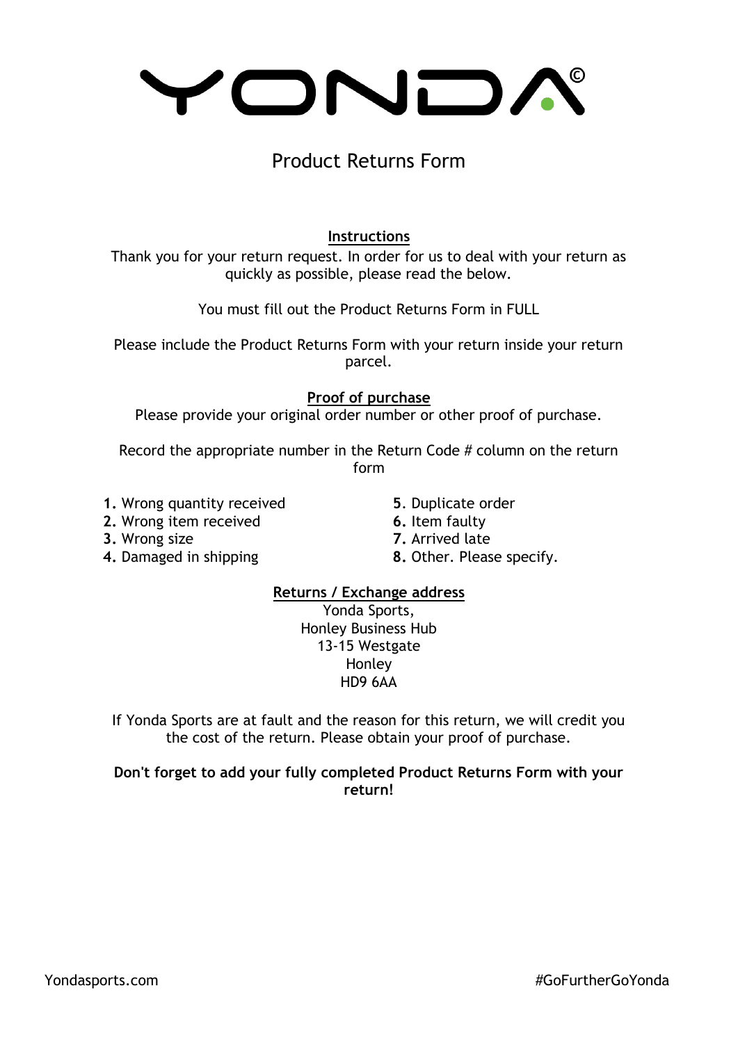# YONDA©

## Product Returns Form

**Instructions**

Thank you for your return request. In order for us to deal with your return as quickly as possible, please read the below.

You must fill out the Product Returns Form in FULL

Please include the Product Returns Form with your return inside your return parcel.

**Proof of purchase**

Please provide your original order number or other proof of purchase.

Record the appropriate number in the Return Code # column on the return form

1. Wrong quantity received
2. Wrong item received
3. Wrong size
4. Damaged in shipping
5. Duplicate order
6. Item faulty
7. Arrived late
8. Other. Please specify.

**Returns / Exchange address**

Yonda Sports,
Honley Business Hub
13-15 Westgate
Honley
HD9 6AA

If Yonda Sports are at fault and the reason for this return, we will credit you the cost of the return. Please obtain your proof of purchase.

**Don't forget to add your fully completed Product Returns Form with your return!**

Yondasports.com #GoFurtherGoYonda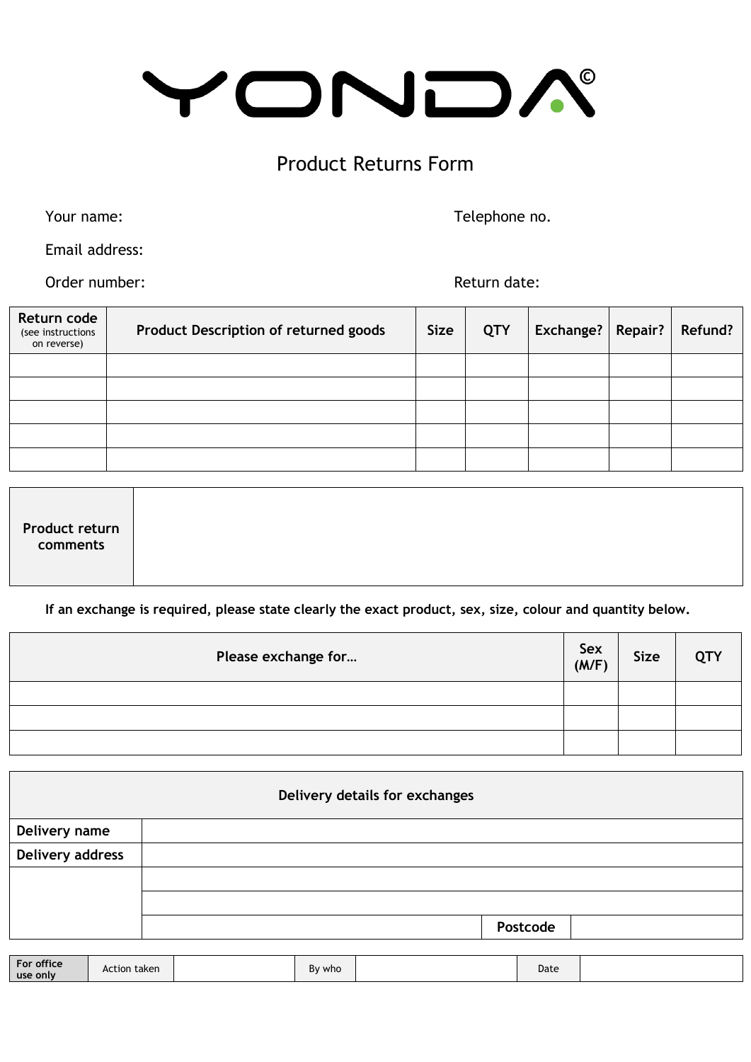# YONDA©

## Product Returns Form

Your name: Telephone no.

Email address:

Order number: Return date:

| Return code (see instructions on reverse) | Product Description of returned goods | Size | QTY | Exchange? | Repair? | Refund? |
|---|---|---|---|---|---|---|
| | | | | | | |
| | | | | | | |
| | | | | | | |
| | | | | | | |
| | | | | | | |

| **Product return comments** | |
|---|---|

**If an exchange is required, please state clearly the exact product, sex, size, colour and quantity below.**

| Please exchange for… | Sex (M/F) | Size | QTY |
|---|---|---|---|
| | | | |
| | | | |
| | | | |

| Delivery details for exchanges | | | |
|---|---|---|---|
| **Delivery name** | | | |
| **Delivery address** | | | |
| | | | |
| | | | |
| | | **Postcode** | |

| For office use only | Action taken | | By who | | Date | |
|---|---|---|---|---|---|---|